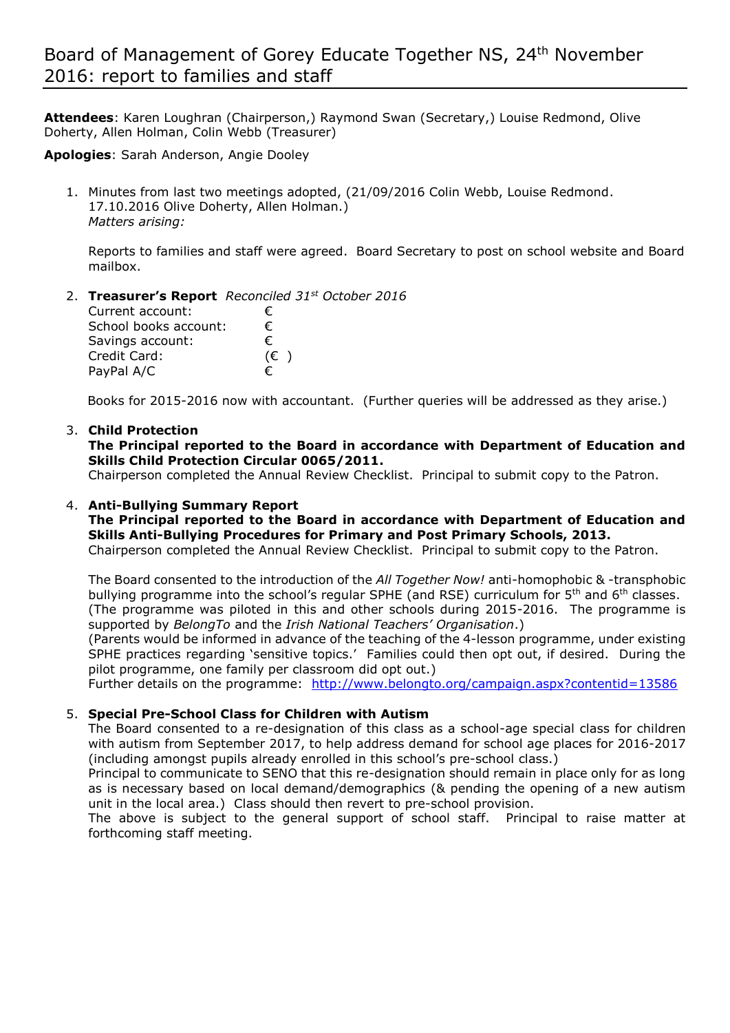# Board of Management of Gorey Educate Together NS, 24th November 2016: report to families and staff

**Attendees**: Karen Loughran (Chairperson,) Raymond Swan (Secretary,) Louise Redmond, Olive Doherty, Allen Holman, Colin Webb (Treasurer)

**Apologies**: Sarah Anderson, Angie Dooley

1. Minutes from last two meetings adopted, (21/09/2016 Colin Webb, Louise Redmond. 17.10.2016 Olive Doherty, Allen Holman.)
   *Matters arising:*

   Reports to families and staff were agreed. Board Secretary to post on school website and Board mailbox.

2. **Treasurer's Report** *Reconciled 31st October 2016*

   | | |
   |---|---|
   | Current account: | € |
   | School books account: | € |
   | Savings account: | € |
   | Credit Card: | (€ ) |
   | PayPal A/C | € |

   Books for 2015-2016 now with accountant. (Further queries will be addressed as they arise.)

3. **Child Protection**
   **The Principal reported to the Board in accordance with Department of Education and Skills Child Protection Circular 0065/2011.**
   Chairperson completed the Annual Review Checklist. Principal to submit copy to the Patron.

4. **Anti-Bullying Summary Report**
   **The Principal reported to the Board in accordance with Department of Education and Skills Anti-Bullying Procedures for Primary and Post Primary Schools, 2013.**
   Chairperson completed the Annual Review Checklist. Principal to submit copy to the Patron.

   The Board consented to the introduction of the *All Together Now!* anti-homophobic & -transphobic bullying programme into the school's regular SPHE (and RSE) curriculum for 5th and 6th classes. (The programme was piloted in this and other schools during 2015-2016. The programme is supported by *BelongTo* and the *Irish National Teachers' Organisation*.)
   (Parents would be informed in advance of the teaching of the 4-lesson programme, under existing SPHE practices regarding 'sensitive topics.' Families could then opt out, if desired. During the pilot programme, one family per classroom did opt out.)
   Further details on the programme: http://www.belongto.org/campaign.aspx?contentid=13586

5. **Special Pre-School Class for Children with Autism**
   The Board consented to a re-designation of this class as a school-age special class for children with autism from September 2017, to help address demand for school age places for 2016-2017 (including amongst pupils already enrolled in this school's pre-school class.)
   Principal to communicate to SENO that this re-designation should remain in place only for as long as is necessary based on local demand/demographics (& pending the opening of a new autism unit in the local area.) Class should then revert to pre-school provision.
   The above is subject to the general support of school staff. Principal to raise matter at forthcoming staff meeting.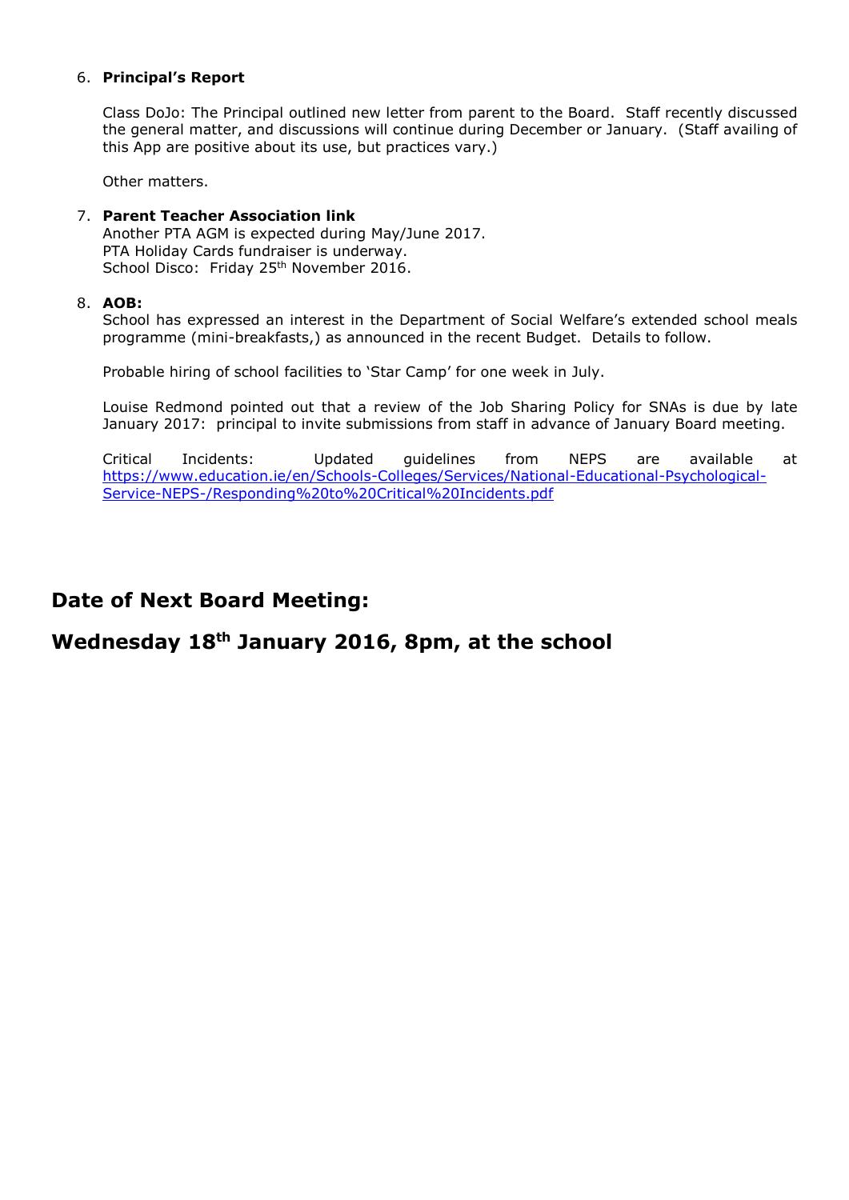6. **Principal's Report**

   Class DoJo: The Principal outlined new letter from parent to the Board. Staff recently discussed the general matter, and discussions will continue during December or January. (Staff availing of this App are positive about its use, but practices vary.)

   Other matters.

7. **Parent Teacher Association link**
   Another PTA AGM is expected during May/June 2017.
   PTA Holiday Cards fundraiser is underway.
   School Disco: Friday 25th November 2016.

8. **AOB:**
   School has expressed an interest in the Department of Social Welfare's extended school meals programme (mini-breakfasts,) as announced in the recent Budget. Details to follow.

   Probable hiring of school facilities to 'Star Camp' for one week in July.

   Louise Redmond pointed out that a review of the Job Sharing Policy for SNAs is due by late January 2017: principal to invite submissions from staff in advance of January Board meeting.

   Critical Incidents: Updated guidelines from NEPS are available at https://www.education.ie/en/Schools-Colleges/Services/National-Educational-Psychological-Service-NEPS-/Responding%20to%20Critical%20Incidents.pdf

## Date of Next Board Meeting:

## Wednesday 18th January 2016, 8pm, at the school